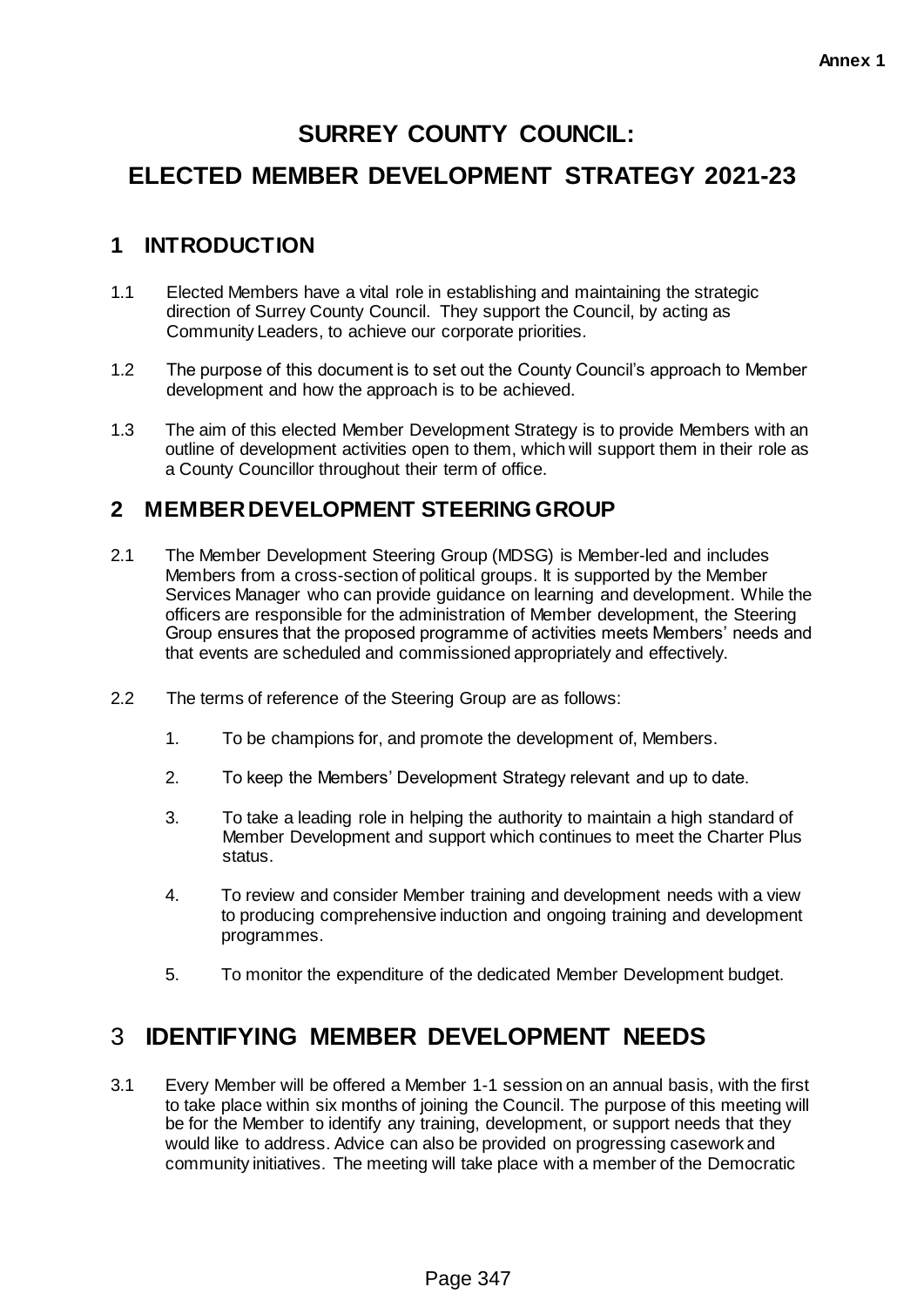Annex 1

# SURREY COUNTY COUNCIL:

# ELECTED MEMBER DEVELOPMENT STRATEGY 2021-23

## 1 INTRODUCTION

1.1 Elected Members have a vital role in establishing and maintaining the strategic direction of Surrey County Council. They support the Council, by acting as Community Leaders, to achieve our corporate priorities.

1.2 The purpose of this document is to set out the County Council's approach to Member development and how the approach is to be achieved.

1.3 The aim of this elected Member Development Strategy is to provide Members with an outline of development activities open to them, which will support them in their role as a County Councillor throughout their term of office.

## 2 MEMBER DEVELOPMENT STEERING GROUP

2.1 The Member Development Steering Group (MDSG) is Member-led and includes Members from a cross-section of political groups. It is supported by the Member Services Manager who can provide guidance on learning and development. While the officers are responsible for the administration of Member development, the Steering Group ensures that the proposed programme of activities meets Members' needs and that events are scheduled and commissioned appropriately and effectively.

2.2 The terms of reference of the Steering Group are as follows:

1. To be champions for, and promote the development of, Members.
2. To keep the Members' Development Strategy relevant and up to date.
3. To take a leading role in helping the authority to maintain a high standard of Member Development and support which continues to meet the Charter Plus status.
4. To review and consider Member training and development needs with a view to producing comprehensive induction and ongoing training and development programmes.
5. To monitor the expenditure of the dedicated Member Development budget.

## 3 IDENTIFYING MEMBER DEVELOPMENT NEEDS

3.1 Every Member will be offered a Member 1-1 session on an annual basis, with the first to take place within six months of joining the Council. The purpose of this meeting will be for the Member to identify any training, development, or support needs that they would like to address. Advice can also be provided on progressing casework and community initiatives. The meeting will take place with a member of the Democratic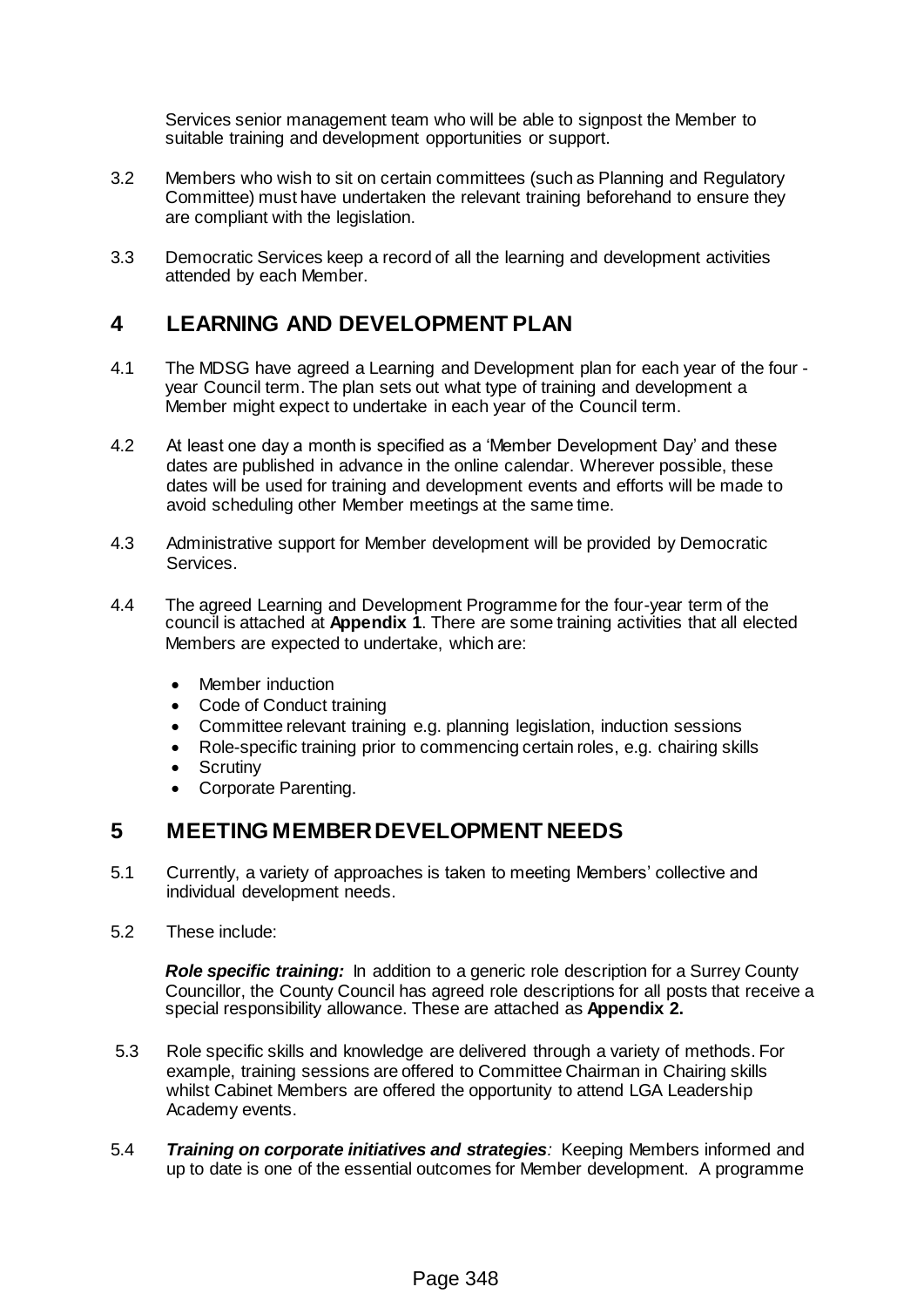Services senior management team who will be able to signpost the Member to suitable training and development opportunities or support.

3.2 Members who wish to sit on certain committees (such as Planning and Regulatory Committee) must have undertaken the relevant training beforehand to ensure they are compliant with the legislation.

3.3 Democratic Services keep a record of all the learning and development activities attended by each Member.

## 4 LEARNING AND DEVELOPMENT PLAN

4.1 The MDSG have agreed a Learning and Development plan for each year of the four - year Council term. The plan sets out what type of training and development a Member might expect to undertake in each year of the Council term.

4.2 At least one day a month is specified as a 'Member Development Day' and these dates are published in advance in the online calendar. Wherever possible, these dates will be used for training and development events and efforts will be made to avoid scheduling other Member meetings at the same time.

4.3 Administrative support for Member development will be provided by Democratic Services.

4.4 The agreed Learning and Development Programme for the four-year term of the council is attached at **Appendix 1**. There are some training activities that all elected Members are expected to undertake, which are:

- Member induction
- Code of Conduct training
- Committee relevant training e.g. planning legislation, induction sessions
- Role-specific training prior to commencing certain roles, e.g. chairing skills
- Scrutiny
- Corporate Parenting.

## 5 MEETING MEMBER DEVELOPMENT NEEDS

5.1 Currently, a variety of approaches is taken to meeting Members' collective and individual development needs.

5.2 These include:

***Role specific training:*** In addition to a generic role description for a Surrey County Councillor, the County Council has agreed role descriptions for all posts that receive a special responsibility allowance. These are attached as **Appendix 2.**

5.3 Role specific skills and knowledge are delivered through a variety of methods. For example, training sessions are offered to Committee Chairman in Chairing skills whilst Cabinet Members are offered the opportunity to attend LGA Leadership Academy events.

5.4 ***Training on corporate initiatives and strategies****:* Keeping Members informed and up to date is one of the essential outcomes for Member development. A programme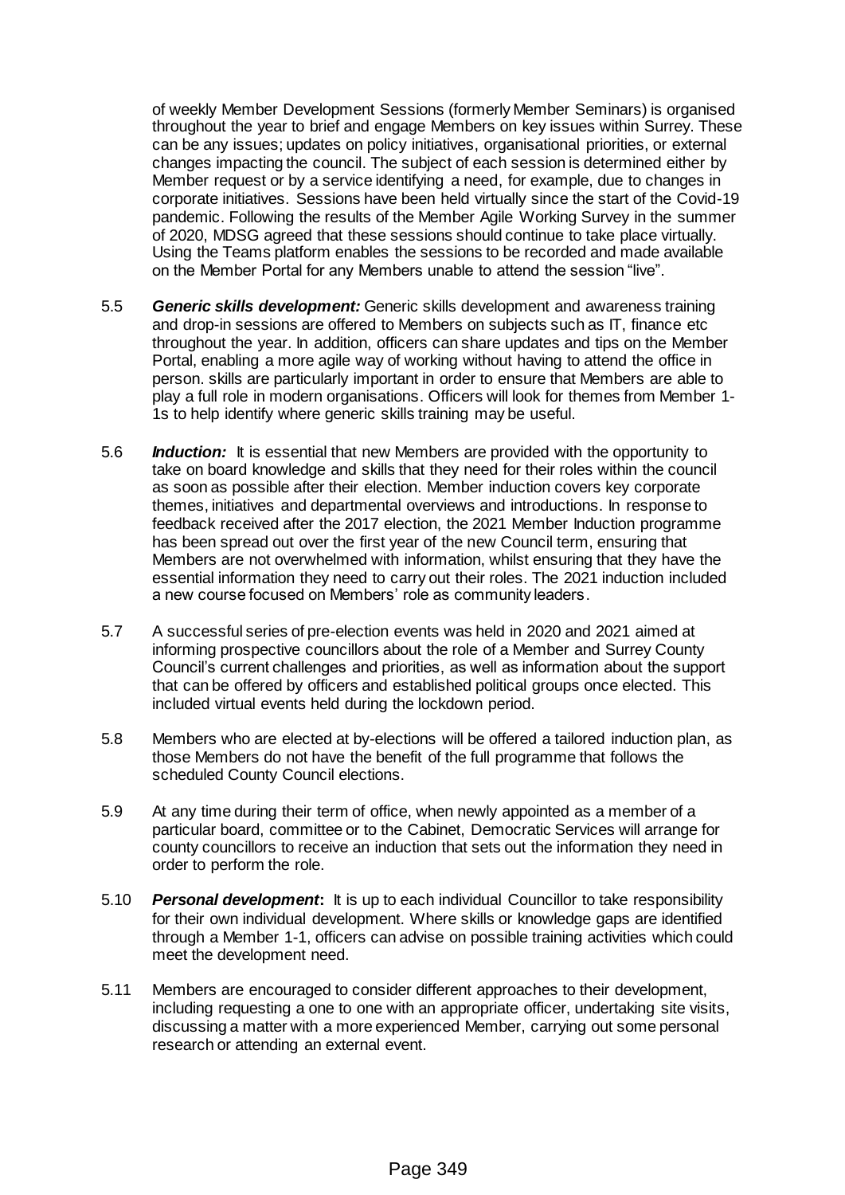of weekly Member Development Sessions (formerly Member Seminars) is organised throughout the year to brief and engage Members on key issues within Surrey. These can be any issues; updates on policy initiatives, organisational priorities, or external changes impacting the council. The subject of each session is determined either by Member request or by a service identifying a need, for example, due to changes in corporate initiatives. Sessions have been held virtually since the start of the Covid-19 pandemic. Following the results of the Member Agile Working Survey in the summer of 2020, MDSG agreed that these sessions should continue to take place virtually. Using the Teams platform enables the sessions to be recorded and made available on the Member Portal for any Members unable to attend the session "live".

5.5 ***Generic skills development:*** Generic skills development and awareness training and drop-in sessions are offered to Members on subjects such as IT, finance etc throughout the year. In addition, officers can share updates and tips on the Member Portal, enabling a more agile way of working without having to attend the office in person. skills are particularly important in order to ensure that Members are able to play a full role in modern organisations. Officers will look for themes from Member 1-1s to help identify where generic skills training may be useful.

5.6 ***Induction:*** It is essential that new Members are provided with the opportunity to take on board knowledge and skills that they need for their roles within the council as soon as possible after their election. Member induction covers key corporate themes, initiatives and departmental overviews and introductions. In response to feedback received after the 2017 election, the 2021 Member Induction programme has been spread out over the first year of the new Council term, ensuring that Members are not overwhelmed with information, whilst ensuring that they have the essential information they need to carry out their roles. The 2021 induction included a new course focused on Members' role as community leaders.

5.7 A successful series of pre-election events was held in 2020 and 2021 aimed at informing prospective councillors about the role of a Member and Surrey County Council's current challenges and priorities, as well as information about the support that can be offered by officers and established political groups once elected. This included virtual events held during the lockdown period.

5.8 Members who are elected at by-elections will be offered a tailored induction plan, as those Members do not have the benefit of the full programme that follows the scheduled County Council elections.

5.9 At any time during their term of office, when newly appointed as a member of a particular board, committee or to the Cabinet, Democratic Services will arrange for county councillors to receive an induction that sets out the information they need in order to perform the role.

5.10 ***Personal development*:** It is up to each individual Councillor to take responsibility for their own individual development. Where skills or knowledge gaps are identified through a Member 1-1, officers can advise on possible training activities which could meet the development need.

5.11 Members are encouraged to consider different approaches to their development, including requesting a one to one with an appropriate officer, undertaking site visits, discussing a matter with a more experienced Member, carrying out some personal research or attending an external event.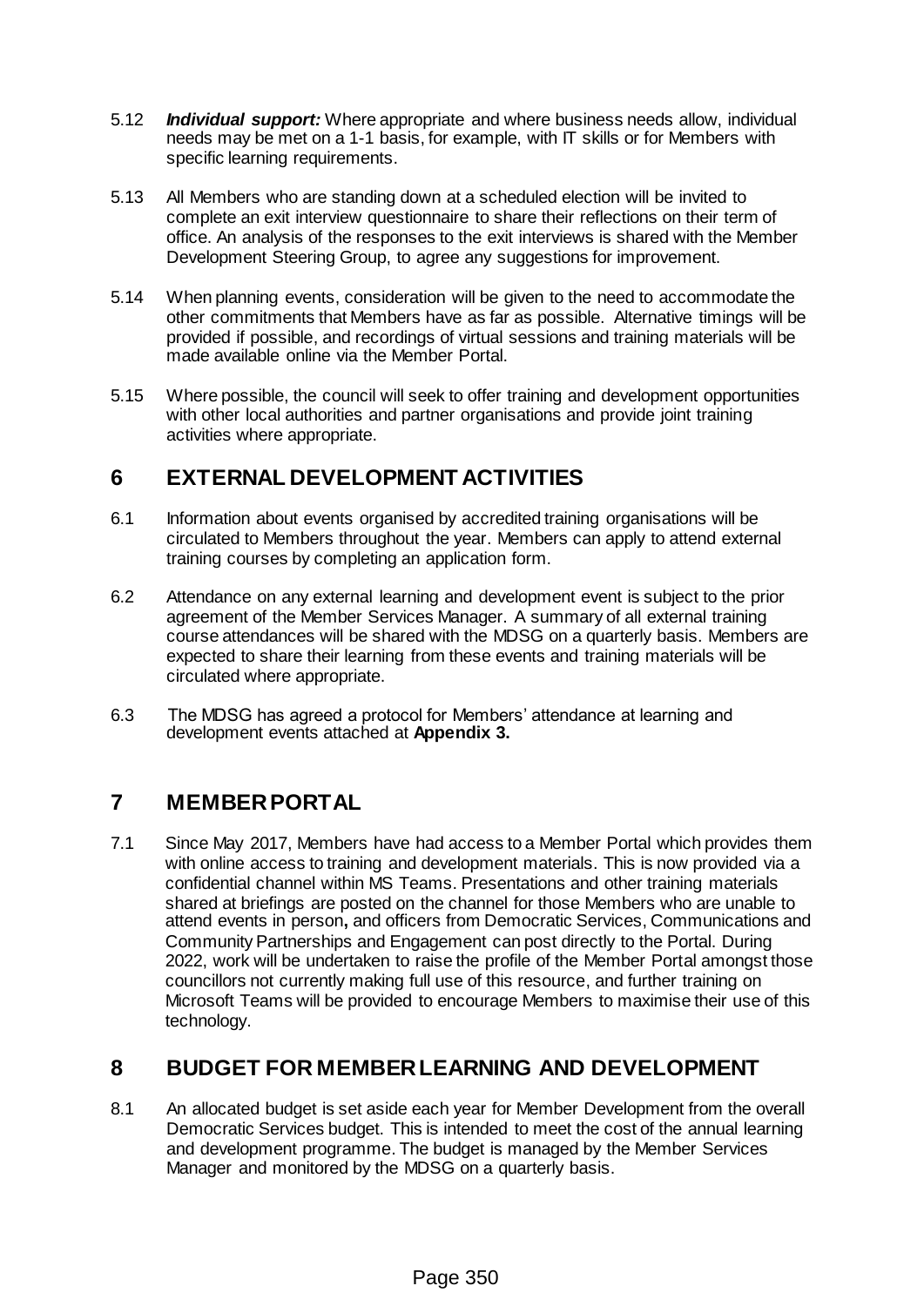5.12 ***Individual support:*** Where appropriate and where business needs allow, individual needs may be met on a 1-1 basis, for example, with IT skills or for Members with specific learning requirements.

5.13 All Members who are standing down at a scheduled election will be invited to complete an exit interview questionnaire to share their reflections on their term of office. An analysis of the responses to the exit interviews is shared with the Member Development Steering Group, to agree any suggestions for improvement.

5.14 When planning events, consideration will be given to the need to accommodate the other commitments that Members have as far as possible. Alternative timings will be provided if possible, and recordings of virtual sessions and training materials will be made available online via the Member Portal.

5.15 Where possible, the council will seek to offer training and development opportunities with other local authorities and partner organisations and provide joint training activities where appropriate.

## 6 EXTERNAL DEVELOPMENT ACTIVITIES

6.1 Information about events organised by accredited training organisations will be circulated to Members throughout the year. Members can apply to attend external training courses by completing an application form.

6.2 Attendance on any external learning and development event is subject to the prior agreement of the Member Services Manager. A summary of all external training course attendances will be shared with the MDSG on a quarterly basis. Members are expected to share their learning from these events and training materials will be circulated where appropriate.

6.3 The MDSG has agreed a protocol for Members' attendance at learning and development events attached at **Appendix 3.**

## 7 MEMBER PORTAL

7.1 Since May 2017, Members have had access to a Member Portal which provides them with online access to training and development materials. This is now provided via a confidential channel within MS Teams. Presentations and other training materials shared at briefings are posted on the channel for those Members who are unable to attend events in person**,** and officers from Democratic Services, Communications and Community Partnerships and Engagement can post directly to the Portal. During 2022, work will be undertaken to raise the profile of the Member Portal amongst those councillors not currently making full use of this resource, and further training on Microsoft Teams will be provided to encourage Members to maximise their use of this technology.

## 8 BUDGET FOR MEMBER LEARNING AND DEVELOPMENT

8.1 An allocated budget is set aside each year for Member Development from the overall Democratic Services budget. This is intended to meet the cost of the annual learning and development programme. The budget is managed by the Member Services Manager and monitored by the MDSG on a quarterly basis.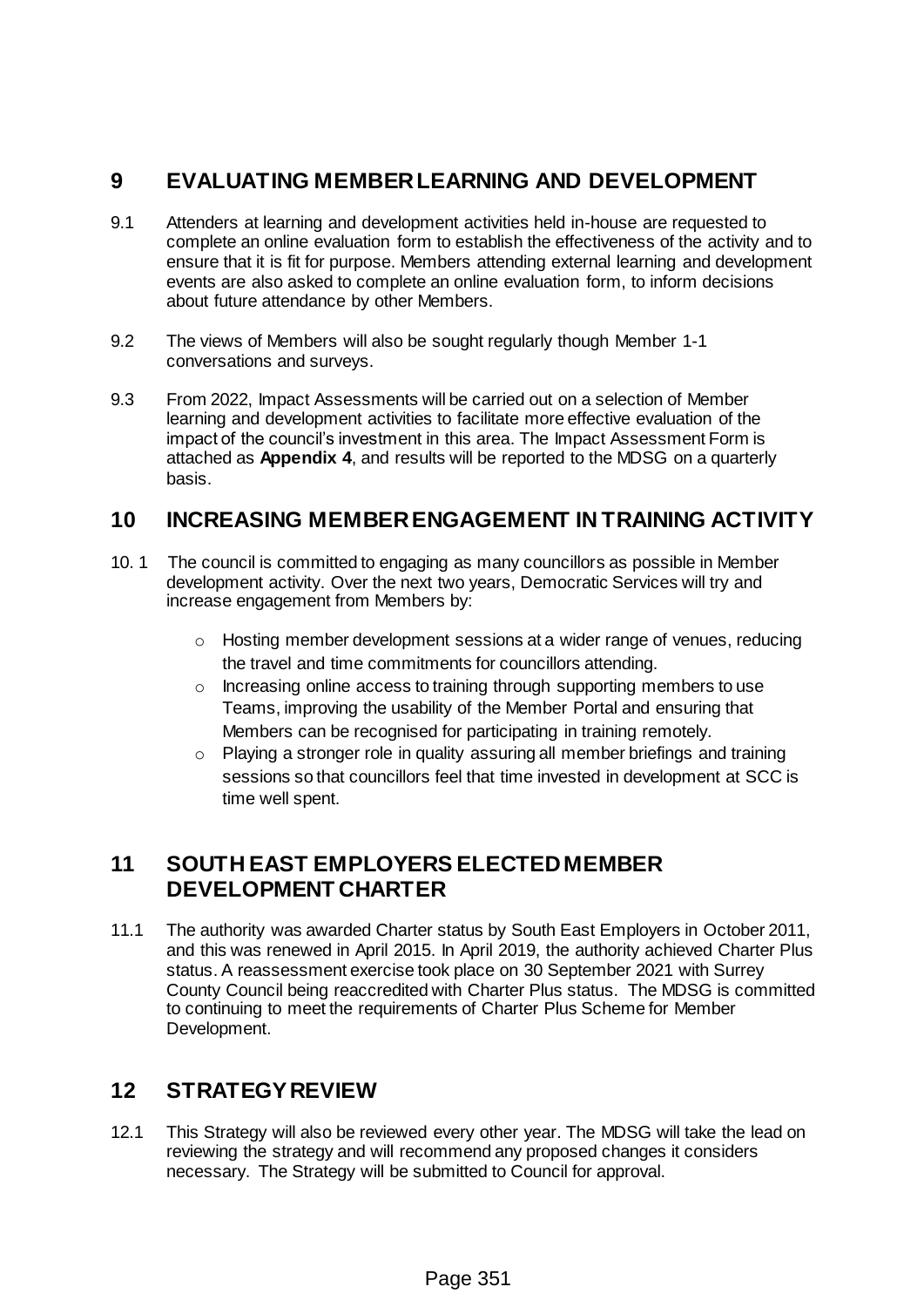## 9 EVALUATING MEMBER LEARNING AND DEVELOPMENT

9.1 Attenders at learning and development activities held in-house are requested to complete an online evaluation form to establish the effectiveness of the activity and to ensure that it is fit for purpose. Members attending external learning and development events are also asked to complete an online evaluation form, to inform decisions about future attendance by other Members.

9.2 The views of Members will also be sought regularly though Member 1-1 conversations and surveys.

9.3 From 2022, Impact Assessments will be carried out on a selection of Member learning and development activities to facilitate more effective evaluation of the impact of the council's investment in this area. The Impact Assessment Form is attached as **Appendix 4**, and results will be reported to the MDSG on a quarterly basis.

## 10 INCREASING MEMBER ENGAGEMENT IN TRAINING ACTIVITY

10. 1 The council is committed to engaging as many councillors as possible in Member development activity. Over the next two years, Democratic Services will try and increase engagement from Members by:

- Hosting member development sessions at a wider range of venues, reducing the travel and time commitments for councillors attending.
- Increasing online access to training through supporting members to use Teams, improving the usability of the Member Portal and ensuring that Members can be recognised for participating in training remotely.
- Playing a stronger role in quality assuring all member briefings and training sessions so that councillors feel that time invested in development at SCC is time well spent.

## 11 SOUTH EAST EMPLOYERS ELECTED MEMBER DEVELOPMENT CHARTER

11.1 The authority was awarded Charter status by South East Employers in October 2011, and this was renewed in April 2015. In April 2019, the authority achieved Charter Plus status. A reassessment exercise took place on 30 September 2021 with Surrey County Council being reaccredited with Charter Plus status. The MDSG is committed to continuing to meet the requirements of Charter Plus Scheme for Member Development.

## 12 STRATEGY REVIEW

12.1 This Strategy will also be reviewed every other year. The MDSG will take the lead on reviewing the strategy and will recommend any proposed changes it considers necessary. The Strategy will be submitted to Council for approval.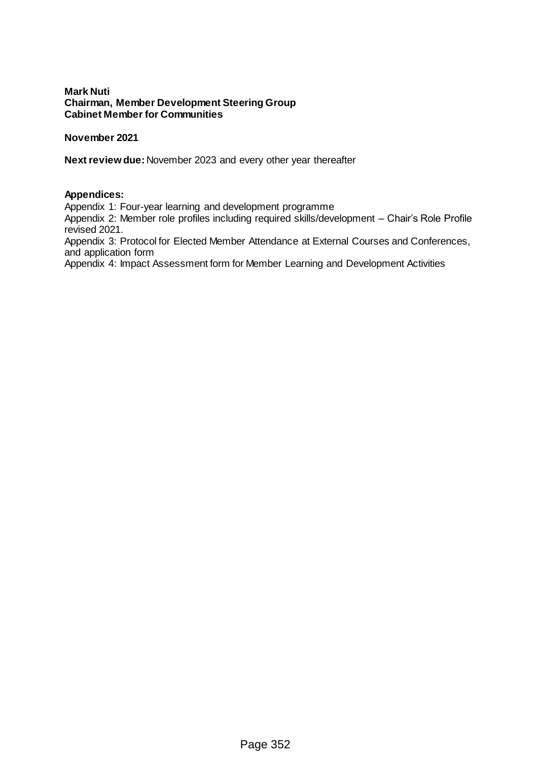**Mark Nuti**
**Chairman, Member Development Steering Group**
**Cabinet Member for Communities**

**November 2021**

**Next review due:** November 2023 and every other year thereafter

**Appendices:**

Appendix 1: Four-year learning and development programme
Appendix 2: Member role profiles including required skills/development – Chair's Role Profile revised 2021.
Appendix 3: Protocol for Elected Member Attendance at External Courses and Conferences, and application form
Appendix 4: Impact Assessment form for Member Learning and Development Activities